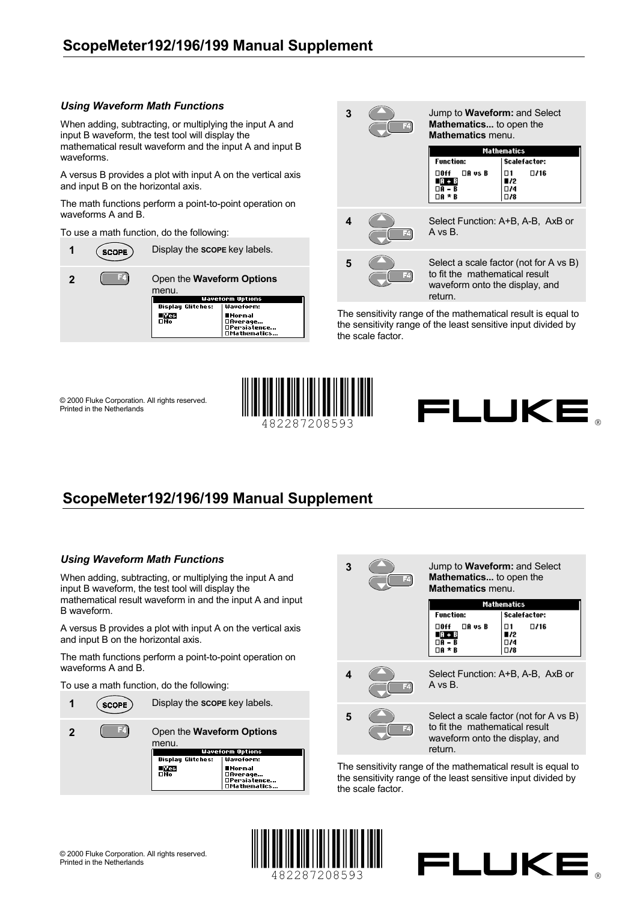# ScopeMeter192/196/199 Manual Supplement

### *Using Waveform Math Functions*

When adding, subtracting, or multiplying the input A and input B waveform, the test tool will display the mathematical result waveform and the input A and input B waveforms.

A versus B provides a plot with input A on the vertical axis and input B on the horizontal axis.

The math functions perform a point-to-point operation on waveforms A and B.

To use a math function, do the following:

| Step | Key | Action |
|---|---|---|
| 1 | SCOPE | Display the **SCOPE** key labels. |
| 2 | F4 | Open the **Waveform Options** menu.<br>**Waveform Options** — Display Glitches: ■Yes □No — Waveform: ■Normal □Average... □Persistence... □Mathematics... |
| 3 | ▲ ▼ F4 | Jump to **Waveform:** and Select **Mathematics...** to open the **Mathematics** menu.<br>**Mathematics** — Function: □Off □A vs B ■A + B □A - B □A * B — Scalefactor: □1 □/16 ■/2 □/4 □/8 |
| 4 | ▲ ▼ F4 | Select Function: A+B, A-B, AxB or A vs B. |
| 5 | ▲ ▼ F4 | Select a scale factor (not for A vs B) to fit the mathematical result waveform onto the display, and return. |

The sensitivity range of the mathematical result is equal to the sensitivity range of the least sensitive input divided by the scale factor.

© 2000 Fluke Corporation. All rights reserved.
Printed in the Netherlands

482287208593

FLUKE ®

# ScopeMeter192/196/199 Manual Supplement

### *Using Waveform Math Functions*

When adding, subtracting, or multiplying the input A and input B waveform, the test tool will display the mathematical result waveform in and the input A and input B waveform.

A versus B provides a plot with input A on the vertical axis and input B on the horizontal axis.

The math functions perform a point-to-point operation on waveforms A and B.

To use a math function, do the following:

| Step | Key | Action |
|---|---|---|
| 1 | SCOPE | Display the **SCOPE** key labels. |
| 2 | F4 | Open the **Waveform Options** menu.<br>**Waveform Options** — Display Glitches: ■Yes □No — Waveform: ■Normal □Average... □Persistence... □Mathematics... |
| 3 | ▲ ▼ F4 | Jump to **Waveform:** and Select **Mathematics...** to open the **Mathematics** menu.<br>**Mathematics** — Function: □Off □A vs B ■A + B □A - B □A * B — Scalefactor: □1 □/16 ■/2 □/4 □/8 |
| 4 | ▲ ▼ F4 | Select Function: A+B, A-B, AxB or A vs B. |
| 5 | ▲ ▼ F4 | Select a scale factor (not for A vs B) to fit the mathematical result waveform onto the display, and return. |

The sensitivity range of the mathematical result is equal to the sensitivity range of the least sensitive input divided by the scale factor.

© 2000 Fluke Corporation. All rights reserved.
Printed in the Netherlands

482287208593

FLUKE ®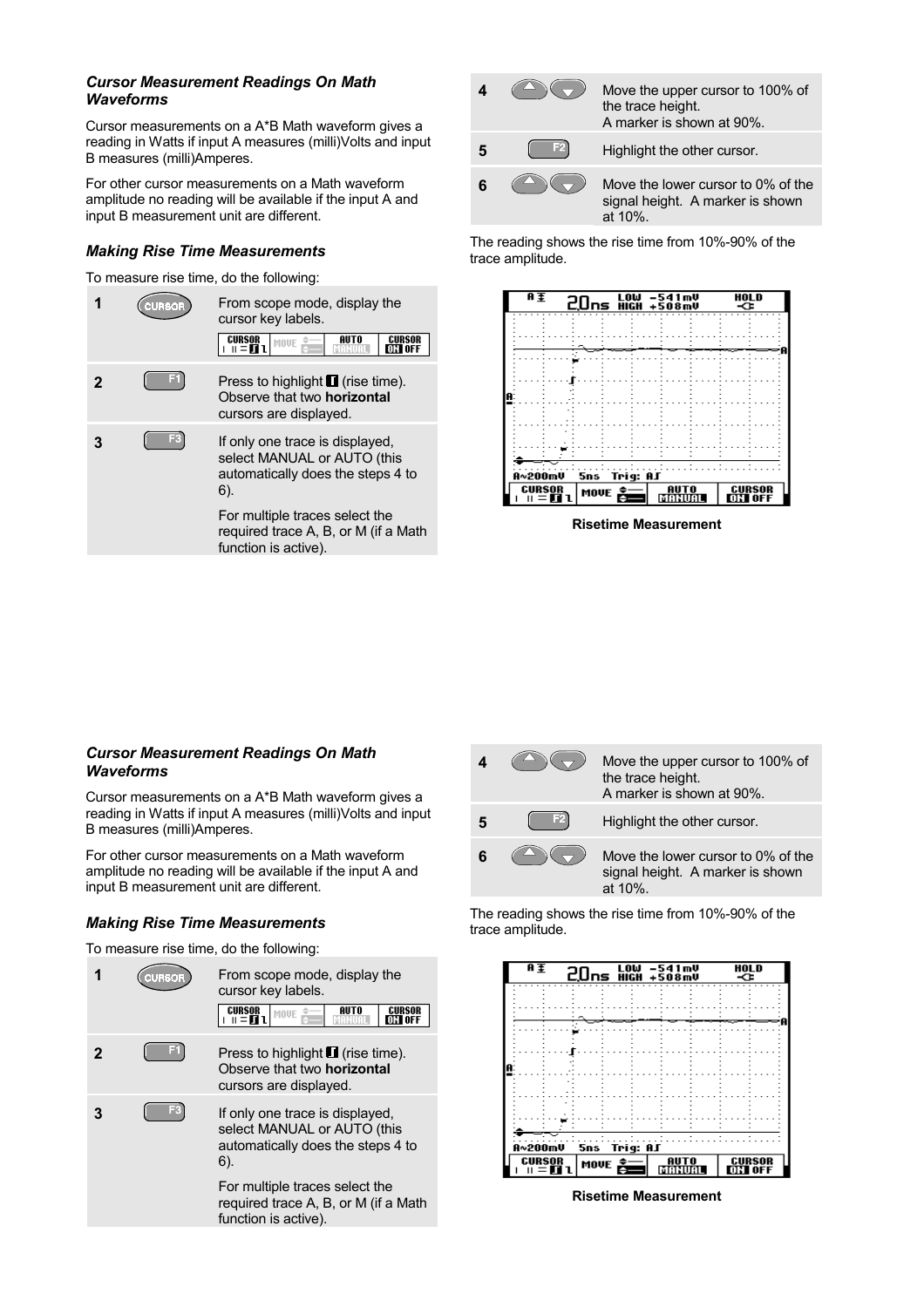### *Cursor Measurement Readings On Math Waveforms*

Cursor measurements on a A*B Math waveform gives a reading in Watts if input A measures (milli)Volts and input B measures (milli)Amperes.

For other cursor measurements on a Math waveform amplitude no reading will be available if the input A and input B measurement unit are different.

### *Making Rise Time Measurements*

To measure rise time, do the following:

| | | |
|---|---|---|
| 1 | CURSOR | From scope mode, display the cursor key labels. |
| 2 | F1 | Press to highlight (rise time). Observe that two **horizontal** cursors are displayed. |
| 3 | F3 | If only one trace is displayed, select MANUAL or AUTO (this automatically does the steps 4 to 6).<br><br>For multiple traces select the required trace A, B, or M (if a Math function is active). |
| 4 | | Move the upper cursor to 100% of the trace height.<br>A marker is shown at 90%. |
| 5 | F2 | Highlight the other cursor. |
| 6 | | Move the lower cursor to 0% of the signal height. A marker is shown at 10%. |

The reading shows the rise time from 10%-90% of the trace amplitude.

A
20ns LOW -541mV HIGH +508mV
HOLD
A~200mV 5ns Trig: A
CURSOR MOVE AUTO MANUAL CURSOR ON OFF

**Risetime Measurement**

### *Cursor Measurement Readings On Math Waveforms*

Cursor measurements on a A*B Math waveform gives a reading in Watts if input A measures (milli)Volts and input B measures (milli)Amperes.

For other cursor measurements on a Math waveform amplitude no reading will be available if the input A and input B measurement unit are different.

### *Making Rise Time Measurements*

To measure rise time, do the following:

| | | |
|---|---|---|
| 1 | CURSOR | From scope mode, display the cursor key labels. |
| 2 | F1 | Press to highlight (rise time). Observe that two **horizontal** cursors are displayed. |
| 3 | F3 | If only one trace is displayed, select MANUAL or AUTO (this automatically does the steps 4 to 6).<br><br>For multiple traces select the required trace A, B, or M (if a Math function is active). |
| 4 | | Move the upper cursor to 100% of the trace height.<br>A marker is shown at 90%. |
| 5 | F2 | Highlight the other cursor. |
| 6 | | Move the lower cursor to 0% of the signal height. A marker is shown at 10%. |

The reading shows the rise time from 10%-90% of the trace amplitude.

A
20ns LOW -541mV HIGH +508mV
HOLD
A~200mV 5ns Trig: A
CURSOR MOVE AUTO MANUAL CURSOR ON OFF

**Risetime Measurement**